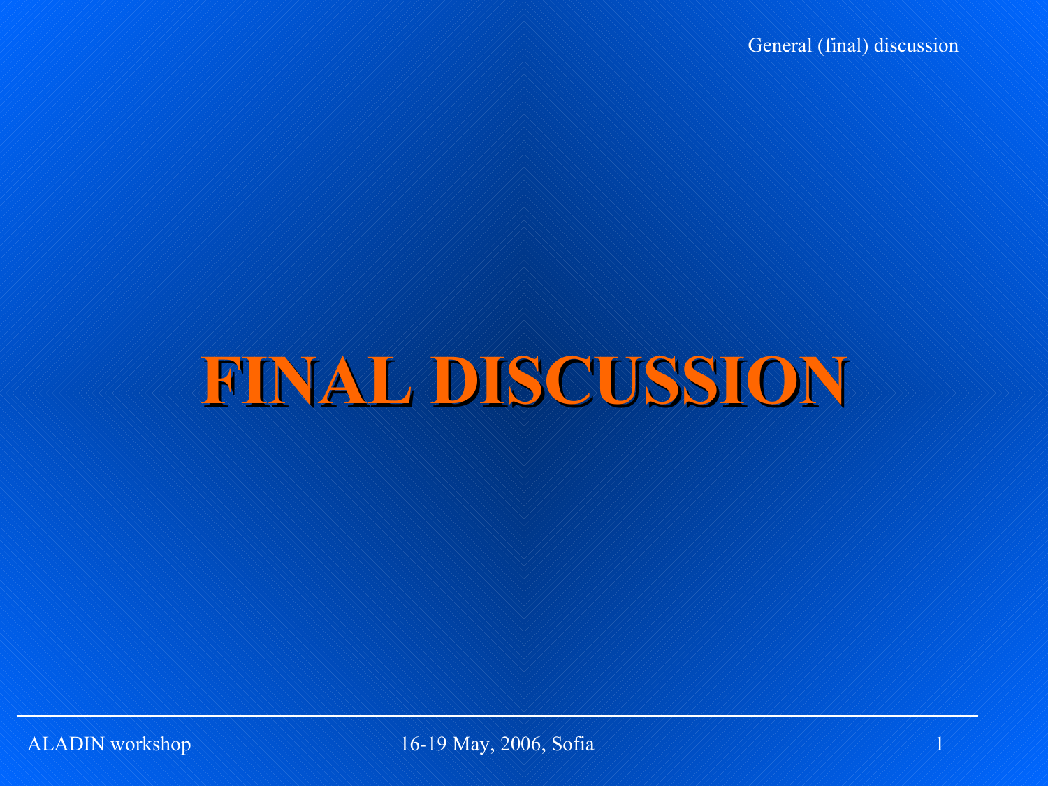# FINAL DISCUSSION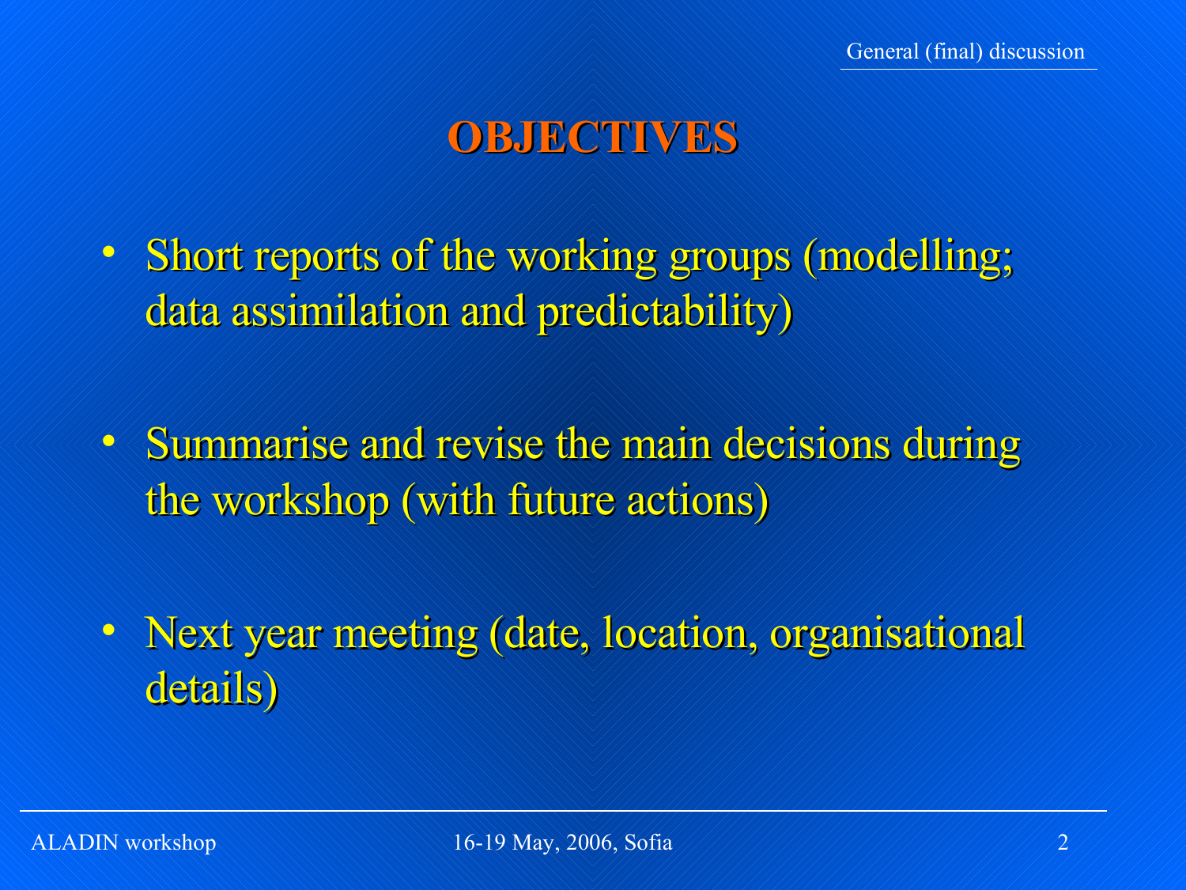# OBJECTIVES

- Short reports of the working groups (modelling; data assimilation and predictability)
- Summarise and revise the main decisions during the workshop (with future actions)
- Next year meeting (date, location, organisational details)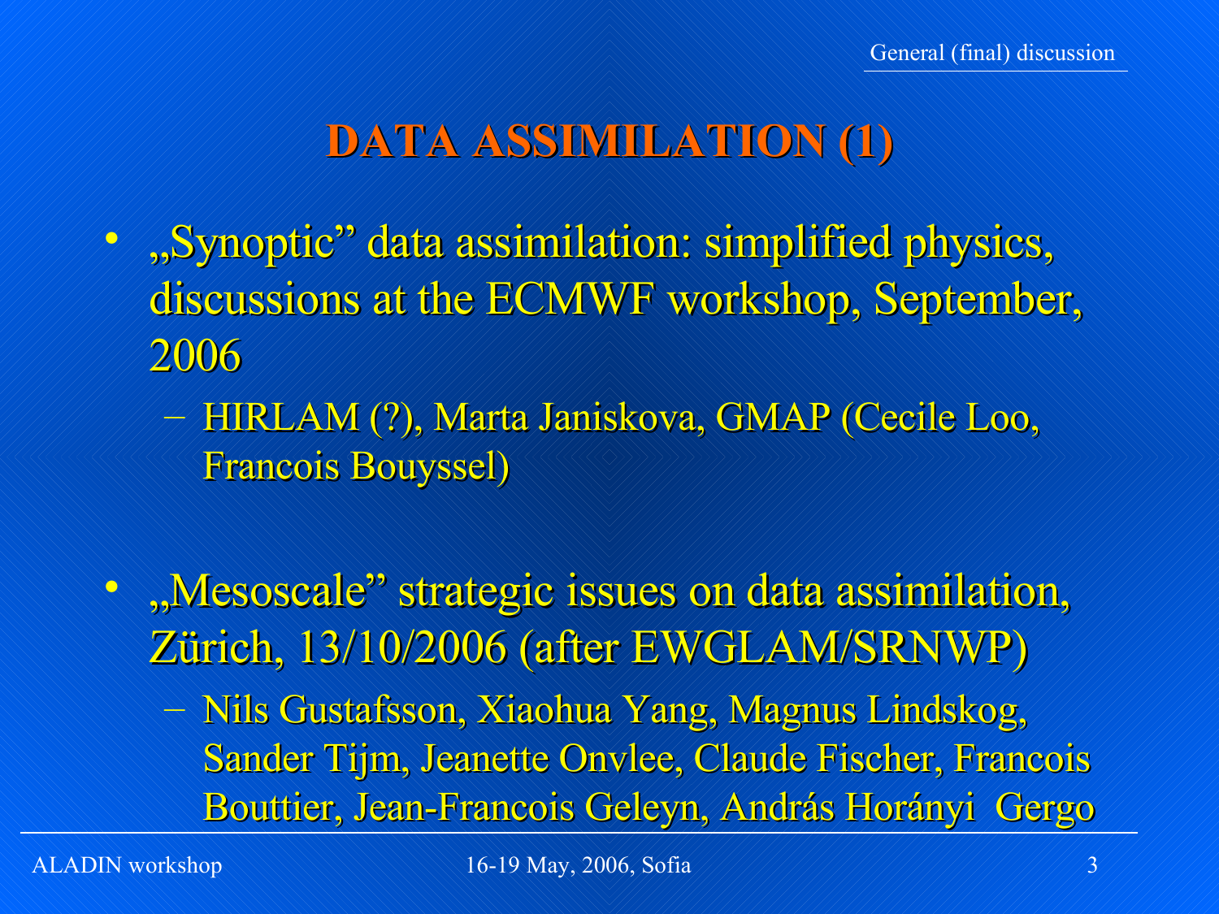# DATA ASSIMILATION (1)

- „Synoptic" data assimilation: simplified physics, discussions at the ECMWF workshop, September, 2006
  - HIRLAM (?), Marta Janiskova, GMAP (Cecile Loo, Francois Bouyssel)

- „Mesoscale" strategic issues on data assimilation, Zürich, 13/10/2006 (after EWGLAM/SRNWP)
  - Nils Gustafsson, Xiaohua Yang, Magnus Lindskog, Sander Tijm, Jeanette Onvlee, Claude Fischer, Francois Bouttier, Jean-Francois Geleyn, András Horányi Gergo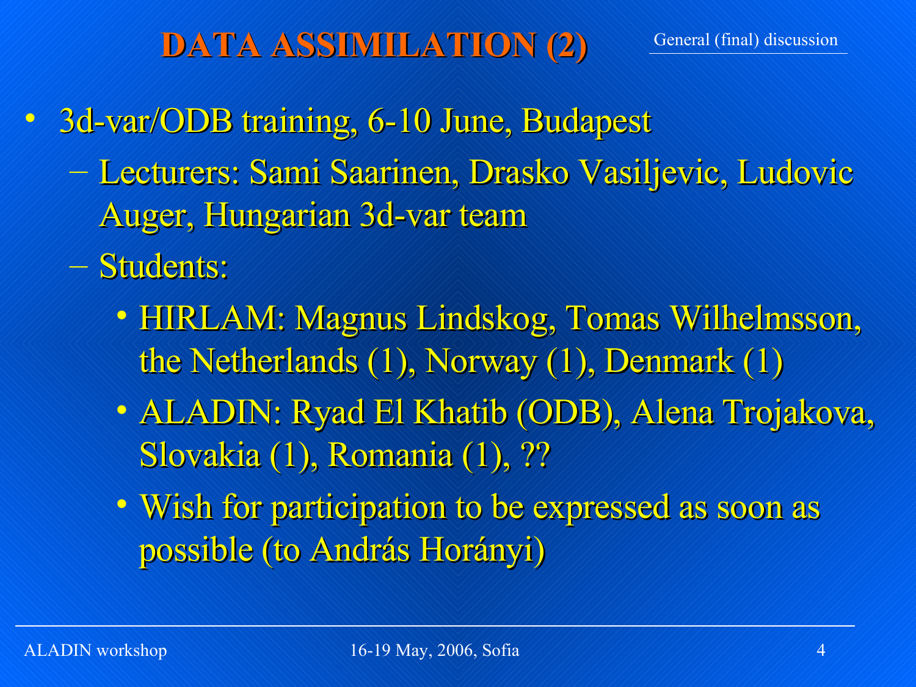# DATA ASSIMILATION (2)

General (final) discussion

- 3d-var/ODB training, 6-10 June, Budapest
  - Lecturers: Sami Saarinen, Drasko Vasiljevic, Ludovic Auger, Hungarian 3d-var team
  - Students:
    - HIRLAM: Magnus Lindskog, Tomas Wilhelmsson, the Netherlands (1), Norway (1), Denmark (1)
    - ALADIN: Ryad El Khatib (ODB), Alena Trojakova, Slovakia (1), Romania (1), ??
    - Wish for participation to be expressed as soon as possible (to András Horányi)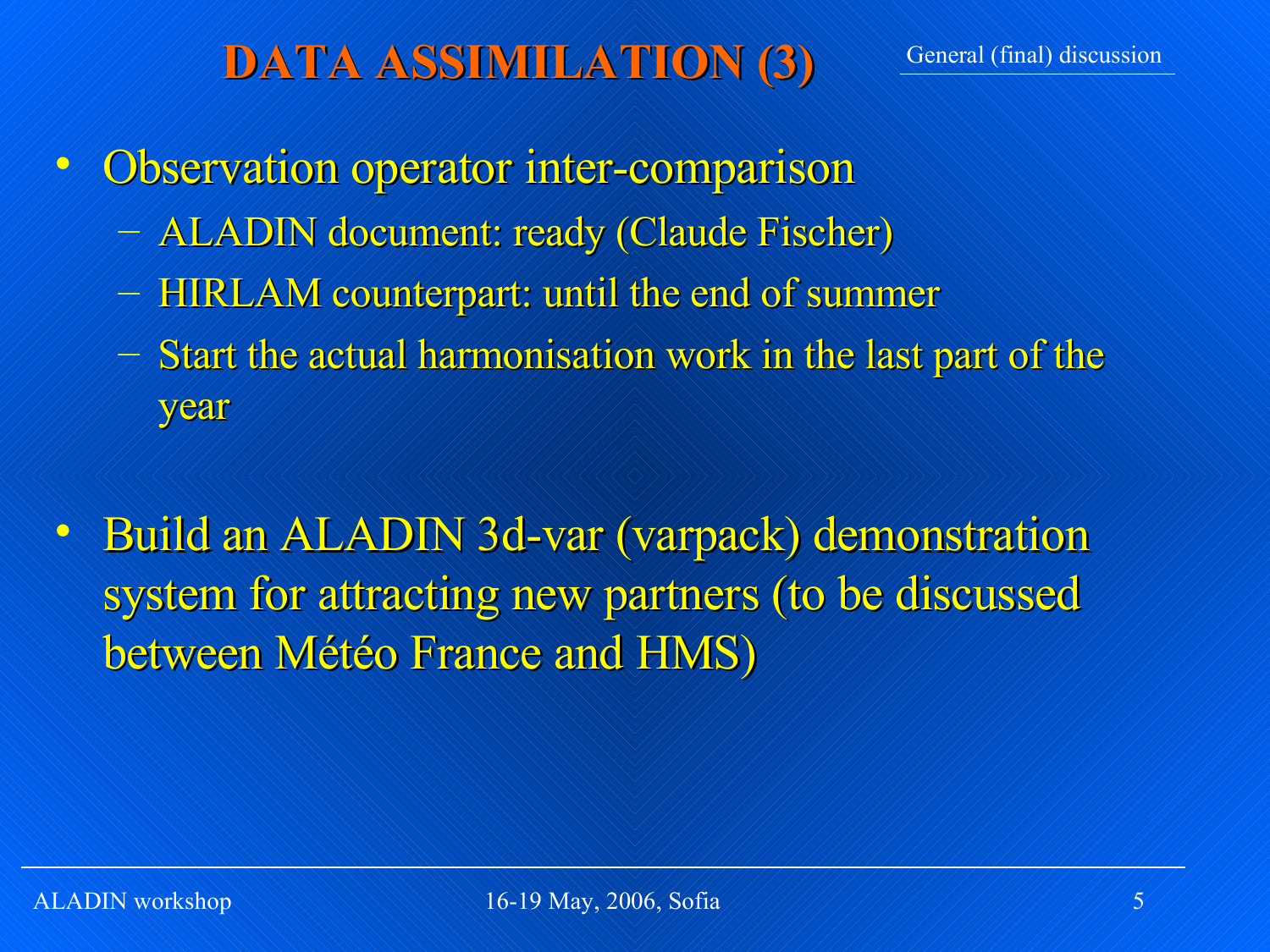# DATA ASSIMILATION (3)

General (final) discussion

- Observation operator inter-comparison
  - ALADIN document: ready (Claude Fischer)
  - HIRLAM counterpart: until the end of summer
  - Start the actual harmonisation work in the last part of the year
- Build an ALADIN 3d-var (varpack) demonstration system for attracting new partners (to be discussed between Météo France and HMS)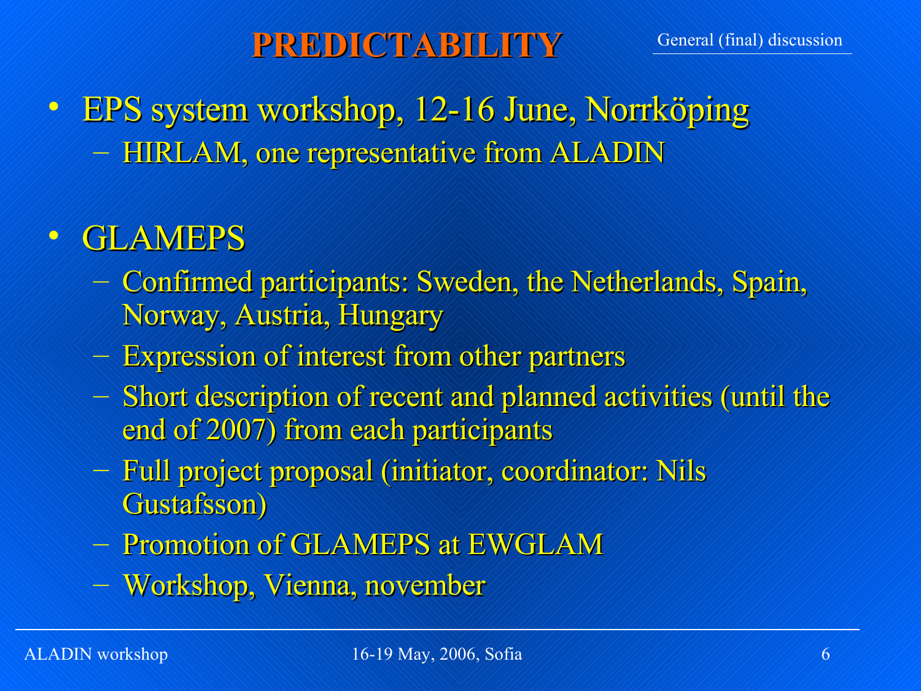# PREDICTABILITY

General (final) discussion

- EPS system workshop, 12-16 June, Norrköping
  - HIRLAM, one representative from ALADIN
- GLAMEPS
  - Confirmed participants: Sweden, the Netherlands, Spain, Norway, Austria, Hungary
  - Expression of interest from other partners
  - Short description of recent and planned activities (until the end of 2007) from each participants
  - Full project proposal (initiator, coordinator: Nils Gustafsson)
  - Promotion of GLAMEPS at EWGLAM
  - Workshop, Vienna, november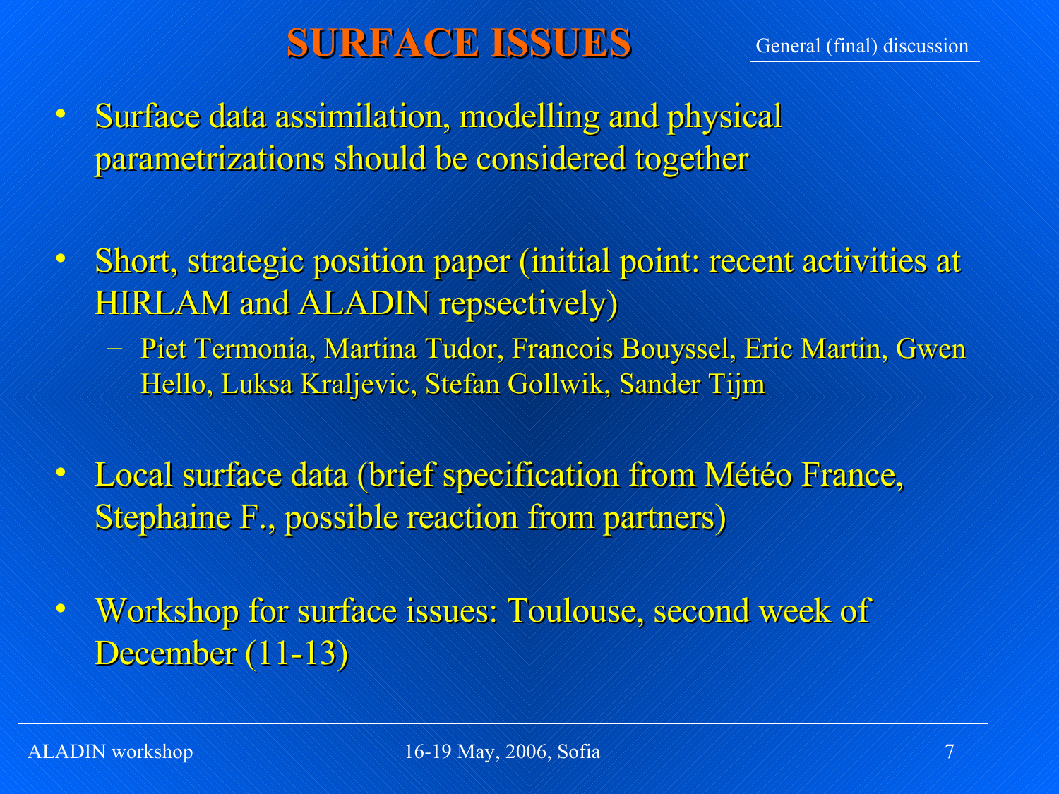# SURFACE ISSUES

General (final) discussion

- Surface data assimilation, modelling and physical parametrizations should be considered together
- Short, strategic position paper (initial point: recent activities at HIRLAM and ALADIN repsectively)
  - Piet Termonia, Martina Tudor, Francois Bouyssel, Eric Martin, Gwen Hello, Luksa Kraljevic, Stefan Gollwik, Sander Tijm
- Local surface data (brief specification from Météo France, Stephaine F., possible reaction from partners)
- Workshop for surface issues: Toulouse, second week of December (11-13)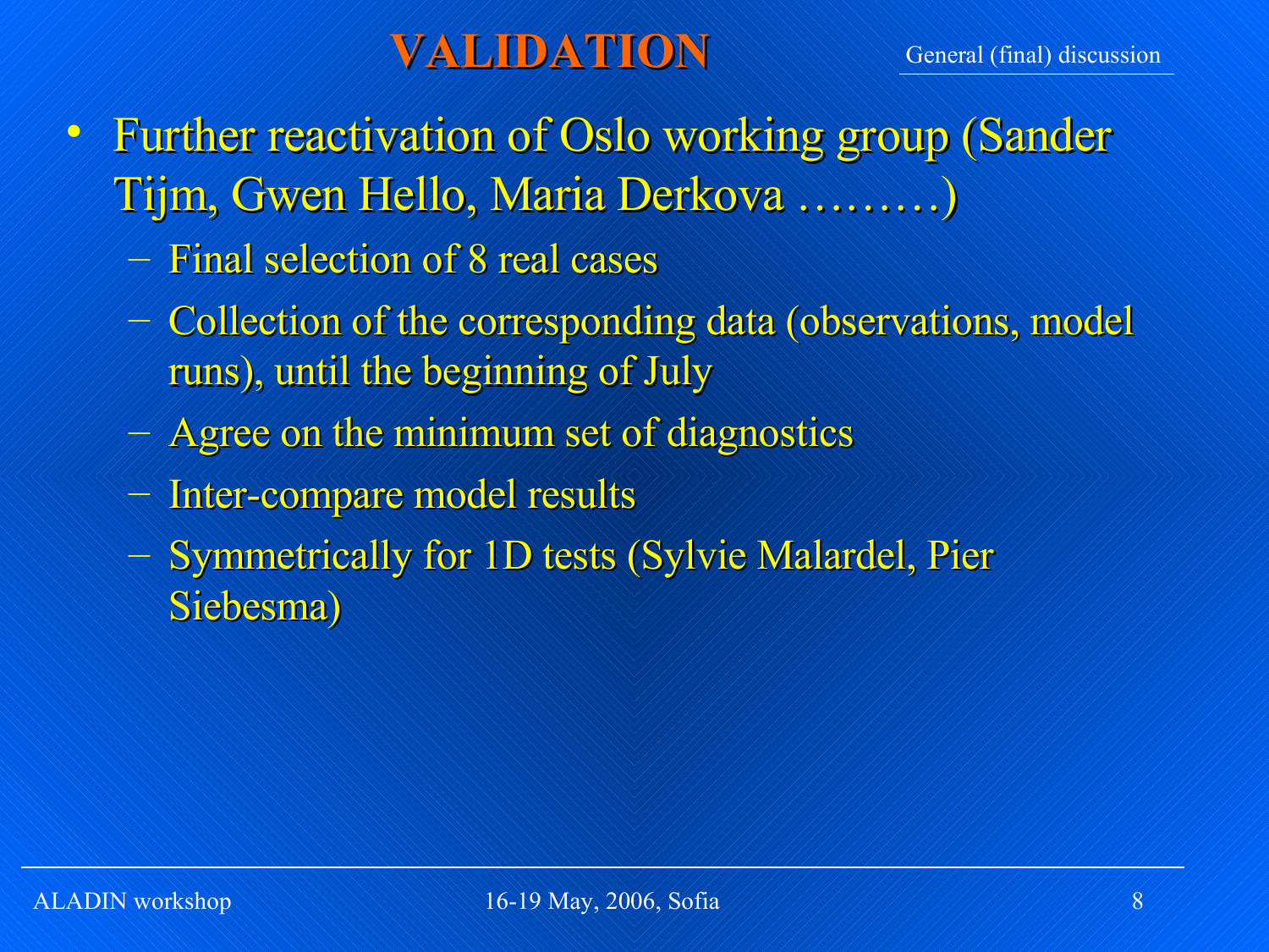# VALIDATION

General (final) discussion

- Further reactivation of Oslo working group (Sander Tijm, Gwen Hello, Maria Derkova ………)
  - Final selection of 8 real cases
  - Collection of the corresponding data (observations, model runs), until the beginning of July
  - Agree on the minimum set of diagnostics
  - Inter-compare model results
  - Symmetrically for 1D tests (Sylvie Malardel, Pier Siebesma)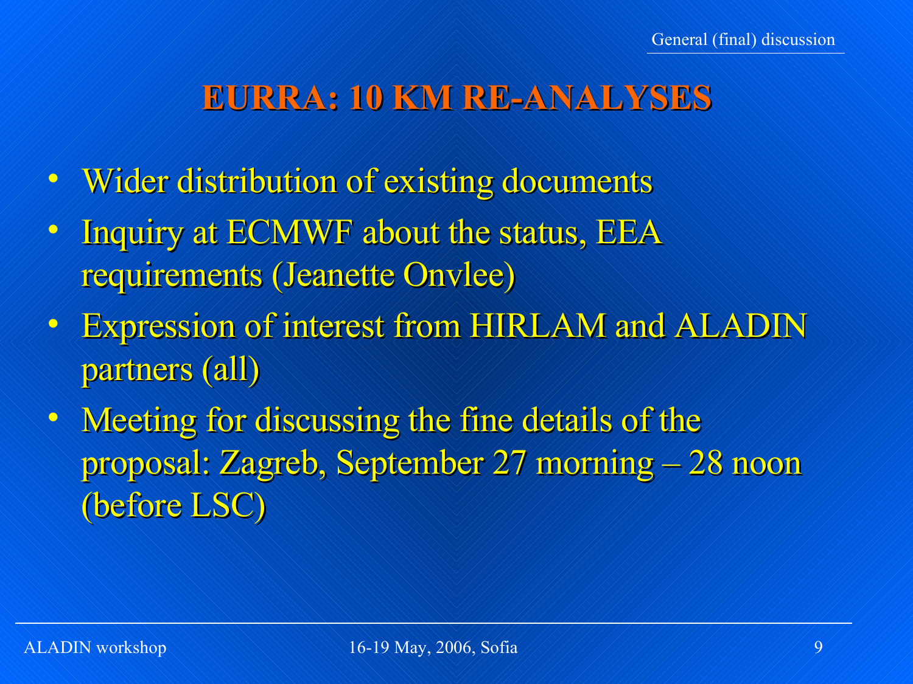# EURRA: 10 KM RE-ANALYSES

- Wider distribution of existing documents
- Inquiry at ECMWF about the status, EEA requirements (Jeanette Onvlee)
- Expression of interest from HIRLAM and ALADIN partners (all)
- Meeting for discussing the fine details of the proposal: Zagreb, September 27 morning – 28 noon (before LSC)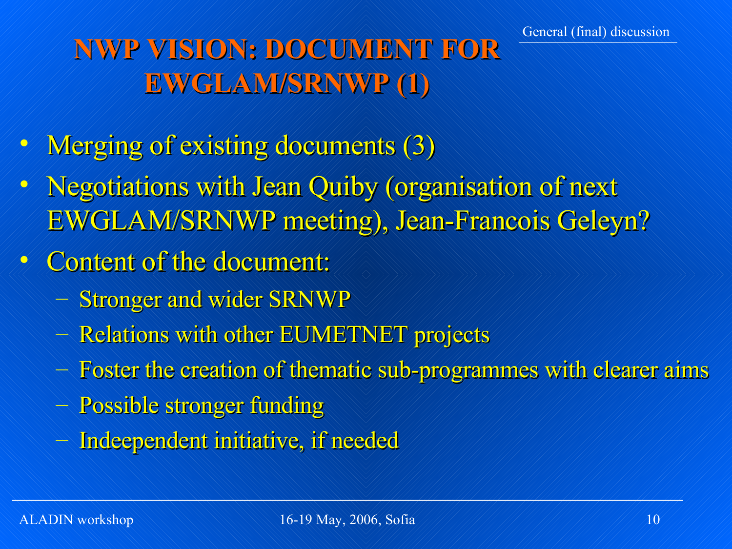# NWP VISION: DOCUMENT FOR EWGLAM/SRNWP (1)

- Merging of existing documents (3)
- Negotiations with Jean Quiby (organisation of next EWGLAM/SRNWP meeting), Jean-Francois Geleyn?
- Content of the document:
  - Stronger and wider SRNWP
  - Relations with other EUMETNET projects
  - Foster the creation of thematic sub-programmes with clearer aims
  - Possible stronger funding
  - Indeependent initiative, if needed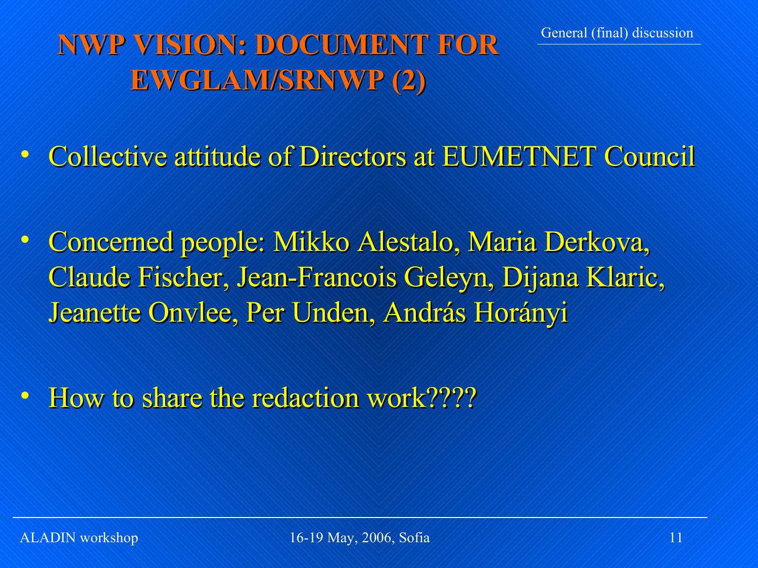# NWP VISION: DOCUMENT FOR EWGLAM/SRNWP (2)

- Collective attitude of Directors at EUMETNET Council
- Concerned people: Mikko Alestalo, Maria Derkova, Claude Fischer, Jean-Francois Geleyn, Dijana Klaric, Jeanette Onvlee, Per Unden, András Horányi
- How to share the redaction work????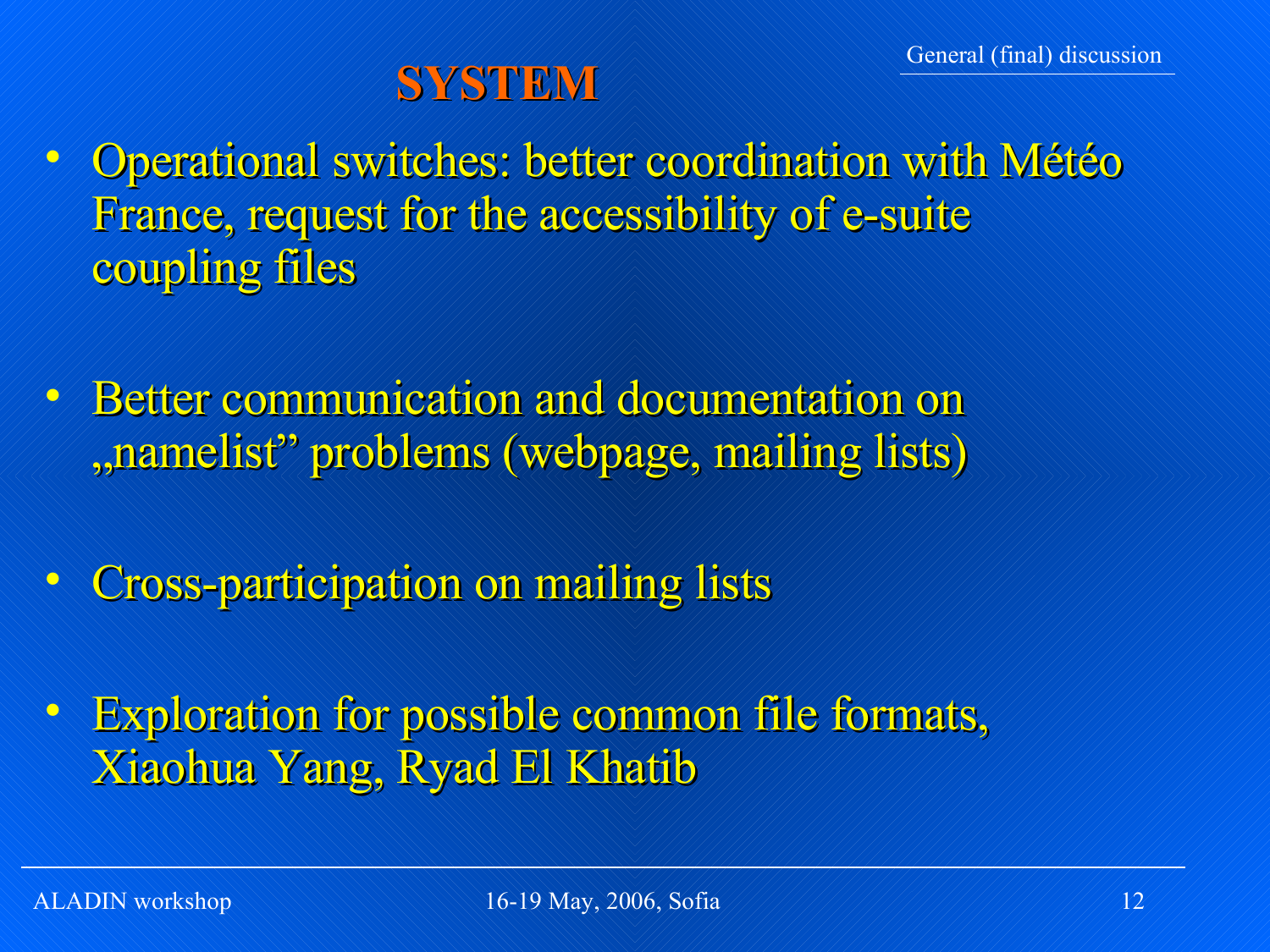# SYSTEM

- Operational switches: better coordination with Météo France, request for the accessibility of e-suite coupling files
- Better communication and documentation on „namelist" problems (webpage, mailing lists)
- Cross-participation on mailing lists
- Exploration for possible common file formats, Xiaohua Yang, Ryad El Khatib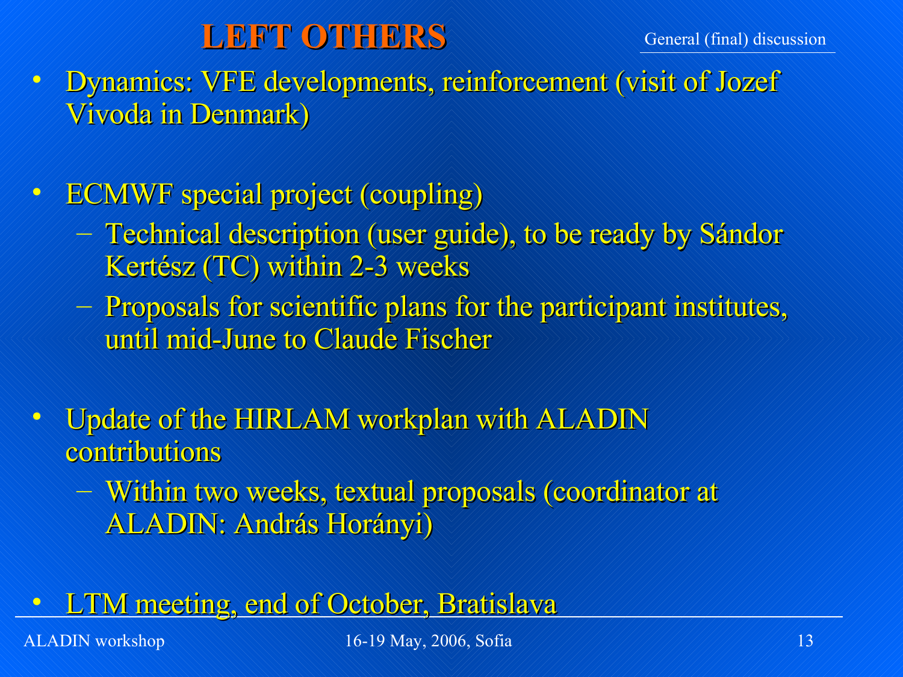# LEFT OTHERS

General (final) discussion

- Dynamics: VFE developments, reinforcement (visit of Jozef Vivoda in Denmark)

- ECMWF special project (coupling)
  - Technical description (user guide), to be ready by Sándor Kertész (TC) within 2-3 weeks
  - Proposals for scientific plans for the participant institutes, until mid-June to Claude Fischer

- Update of the HIRLAM workplan with ALADIN contributions
  - Within two weeks, textual proposals (coordinator at ALADIN: András Horányi)

- LTM meeting, end of October, Bratislava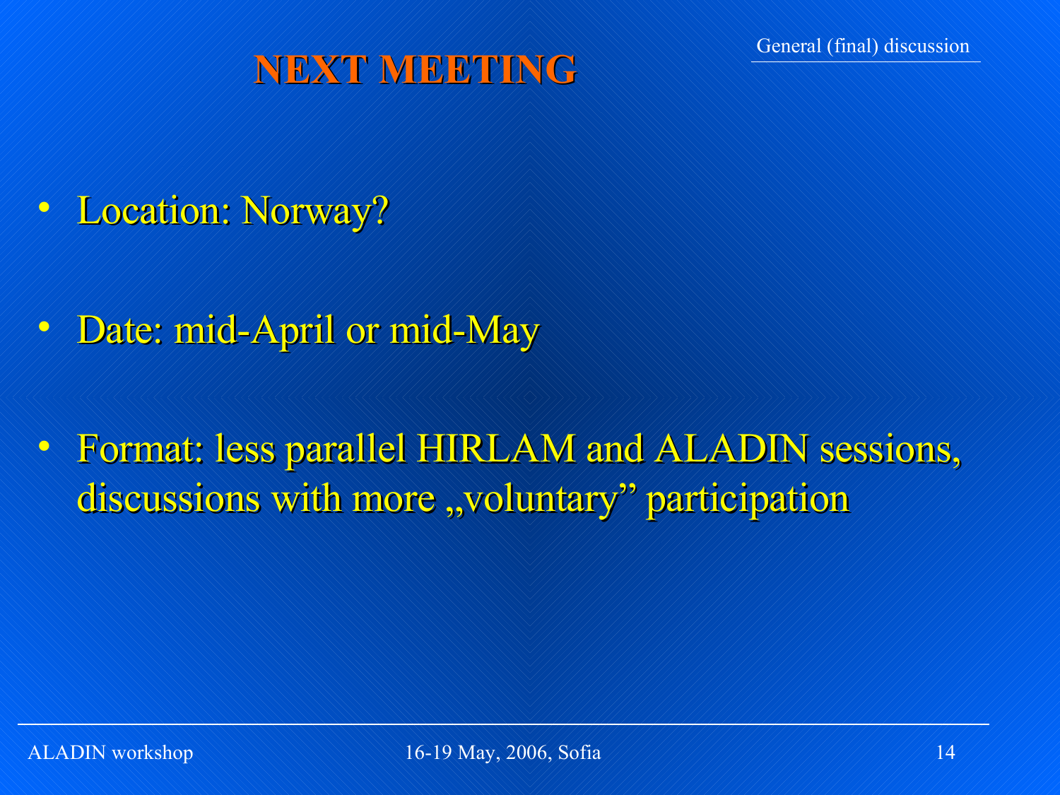# NEXT MEETING

- Location: Norway?
- Date: mid-April or mid-May
- Format: less parallel HIRLAM and ALADIN sessions, discussions with more „voluntary" participation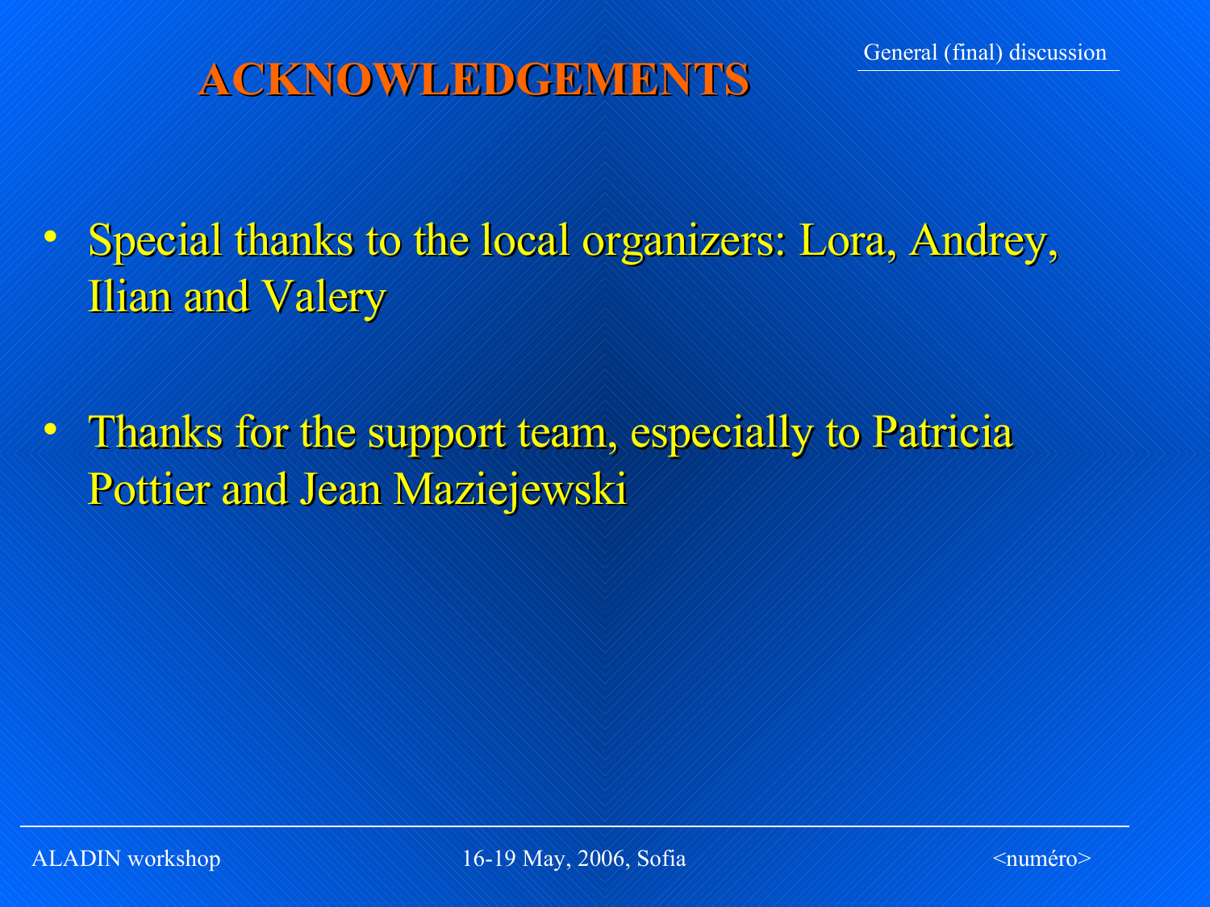# ACKNOWLEDGEMENTS

- Special thanks to the local organizers: Lora, Andrey, Ilian and Valery

- Thanks for the support team, especially to Patricia Pottier and Jean Maziejewski